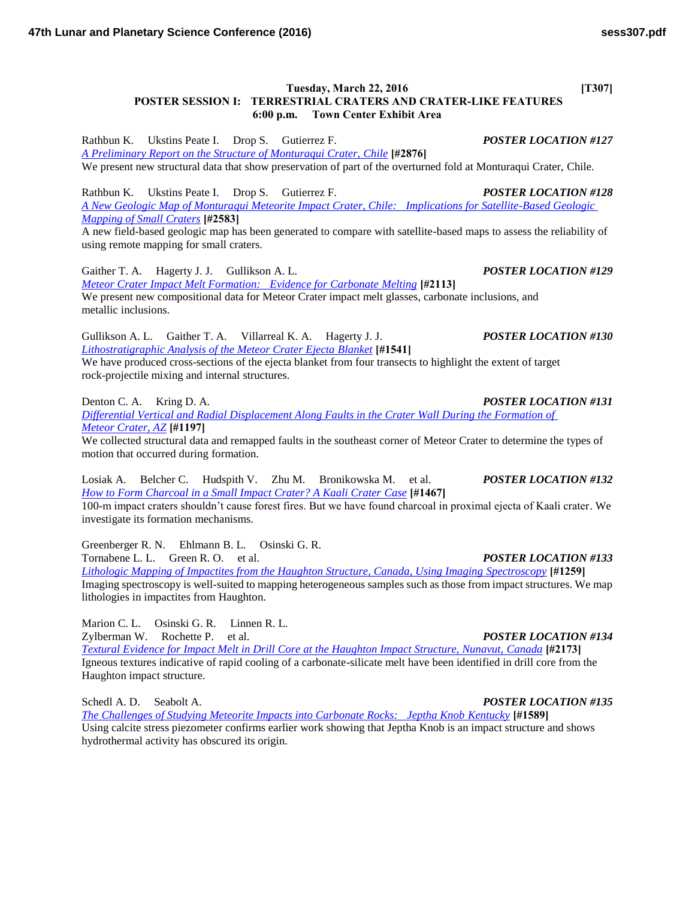**Tuesday, March 22, 2016 [T307]**

## POSTER SESSION I: TERRESTRIAL CRATERS AND CRATER-LIKE FEATURES

**6:00 p.m. Town Center Exhibit Area**

Rathbun K. Ukstins Peate I. Drop S. Gutierrez F. ***POSTER LOCATION #127***

*A Preliminary Report on the Structure of Monturaqui Crater, Chile* **[#2876]**

We present new structural data that show preservation of part of the overturned fold at Monturaqui Crater, Chile.

Rathbun K. Ukstins Peate I. Drop S. Gutierrez F. ***POSTER LOCATION #128***

*A New Geologic Map of Monturaqui Meteorite Impact Crater, Chile: Implications for Satellite-Based Geologic Mapping of Small Craters* **[#2583]**

A new field-based geologic map has been generated to compare with satellite-based maps to assess the reliability of using remote mapping for small craters.

Gaither T. A. Hagerty J. J. Gullikson A. L. ***POSTER LOCATION #129***

*Meteor Crater Impact Melt Formation: Evidence for Carbonate Melting* **[#2113]**

We present new compositional data for Meteor Crater impact melt glasses, carbonate inclusions, and metallic inclusions.

Gullikson A. L. Gaither T. A. Villarreal K. A. Hagerty J. J. ***POSTER LOCATION #130***

*Lithostratigraphic Analysis of the Meteor Crater Ejecta Blanket* **[#1541]**

We have produced cross-sections of the ejecta blanket from four transects to highlight the extent of target rock-projectile mixing and internal structures.

Denton C. A. Kring D. A. ***POSTER LOCATION #131***

*Differential Vertical and Radial Displacement Along Faults in the Crater Wall During the Formation of Meteor Crater, AZ* **[#1197]**

We collected structural data and remapped faults in the southeast corner of Meteor Crater to determine the types of motion that occurred during formation.

Losiak A. Belcher C. Hudspith V. Zhu M. Bronikowska M. et al. ***POSTER LOCATION #132***

*How to Form Charcoal in a Small Impact Crater? A Kaali Crater Case* **[#1467]**

100-m impact craters shouldn't cause forest fires. But we have found charcoal in proximal ejecta of Kaali crater. We investigate its formation mechanisms.

Greenberger R. N. Ehlmann B. L. Osinski G. R.
Tornabene L. L. Green R. O. et al. ***POSTER LOCATION #133***

*Lithologic Mapping of Impactites from the Haughton Structure, Canada, Using Imaging Spectroscopy* **[#1259]**

Imaging spectroscopy is well-suited to mapping heterogeneous samples such as those from impact structures. We map lithologies in impactites from Haughton.

Marion C. L. Osinski G. R. Linnen R. L.
Zylberman W. Rochette P. et al. ***POSTER LOCATION #134***

*Textural Evidence for Impact Melt in Drill Core at the Haughton Impact Structure, Nunavut, Canada* **[#2173]**

Igneous textures indicative of rapid cooling of a carbonate-silicate melt have been identified in drill core from the Haughton impact structure.

Schedl A. D. Seabolt A. ***POSTER LOCATION #135***

*The Challenges of Studying Meteorite Impacts into Carbonate Rocks: Jeptha Knob Kentucky* **[#1589]**

Using calcite stress piezometer confirms earlier work showing that Jeptha Knob is an impact structure and shows hydrothermal activity has obscured its origin.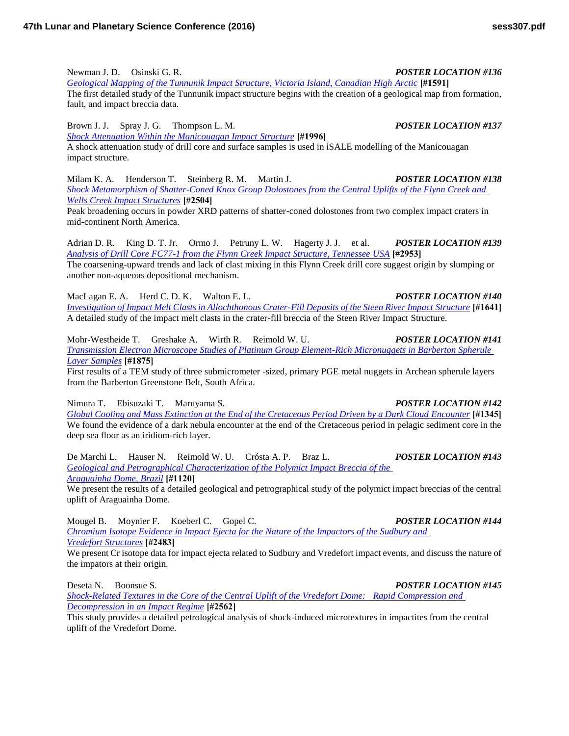Newman J. D. Osinski G. R. ***POSTER LOCATION #136***

*Geological Mapping of the Tunnunik Impact Structure, Victoria Island, Canadian High Arctic* **[#1591]**

The first detailed study of the Tunnunik impact structure begins with the creation of a geological map from formation, fault, and impact breccia data.

Brown J. J. Spray J. G. Thompson L. M. ***POSTER LOCATION #137***

*Shock Attenuation Within the Manicouagan Impact Structure* **[#1996]**

A shock attenuation study of drill core and surface samples is used in iSALE modelling of the Manicouagan impact structure.

Milam K. A. Henderson T. Steinberg R. M. Martin J. ***POSTER LOCATION #138***

*Shock Metamorphism of Shatter-Coned Knox Group Dolostones from the Central Uplifts of the Flynn Creek and Wells Creek Impact Structures* **[#2504]**

Peak broadening occurs in powder XRD patterns of shatter-coned dolostones from two complex impact craters in mid-continent North America.

Adrian D. R. King D. T. Jr. Ormo J. Petruny L. W. Hagerty J. J. et al. ***POSTER LOCATION #139***

*Analysis of Drill Core FC77-1 from the Flynn Creek Impact Structure, Tennessee USA* **[#2953]**

The coarsening-upward trends and lack of clast mixing in this Flynn Creek drill core suggest origin by slumping or another non-aqueous depositional mechanism.

MacLagan E. A. Herd C. D. K. Walton E. L. ***POSTER LOCATION #140***

*Investigation of Impact Melt Clasts in Allochthonous Crater-Fill Deposits of the Steen River Impact Structure* **[#1641]**

A detailed study of the impact melt clasts in the crater-fill breccia of the Steen River Impact Structure.

Mohr-Westheide T. Greshake A. Wirth R. Reimold W. U. ***POSTER LOCATION #141***

*Transmission Electron Microscope Studies of Platinum Group Element-Rich Micronuggets in Barberton Spherule Layer Samples* **[#1875]**

First results of a TEM study of three submicrometer -sized, primary PGE metal nuggets in Archean spherule layers from the Barberton Greenstone Belt, South Africa.

Nimura T. Ebisuzaki T. Maruyama S. ***POSTER LOCATION #142***

*Global Cooling and Mass Extinction at the End of the Cretaceous Period Driven by a Dark Cloud Encounter* **[#1345]**

We found the evidence of a dark nebula encounter at the end of the Cretaceous period in pelagic sediment core in the deep sea floor as an iridium-rich layer.

De Marchi L. Hauser N. Reimold W. U. Crósta A. P. Braz L. ***POSTER LOCATION #143***

*Geological and Petrographical Characterization of the Polymict Impact Breccia of the Araguainha Dome, Brazil* **[#1120]**

We present the results of a detailed geological and petrographical study of the polymict impact breccias of the central uplift of Araguainha Dome.

Mougel B. Moynier F. Koeberl C. Gopel C. ***POSTER LOCATION #144***

*Chromium Isotope Evidence in Impact Ejecta for the Nature of the Impactors of the Sudbury and Vredefort Structures* **[#2483]**

We present Cr isotope data for impact ejecta related to Sudbury and Vredefort impact events, and discuss the nature of the impators at their origin.

Deseta N. Boonsue S. ***POSTER LOCATION #145***

*Shock-Related Textures in the Core of the Central Uplift of the Vredefort Dome: Rapid Compression and Decompression in an Impact Regime* **[#2562]**

This study provides a detailed petrological analysis of shock-induced microtextures in impactites from the central uplift of the Vredefort Dome.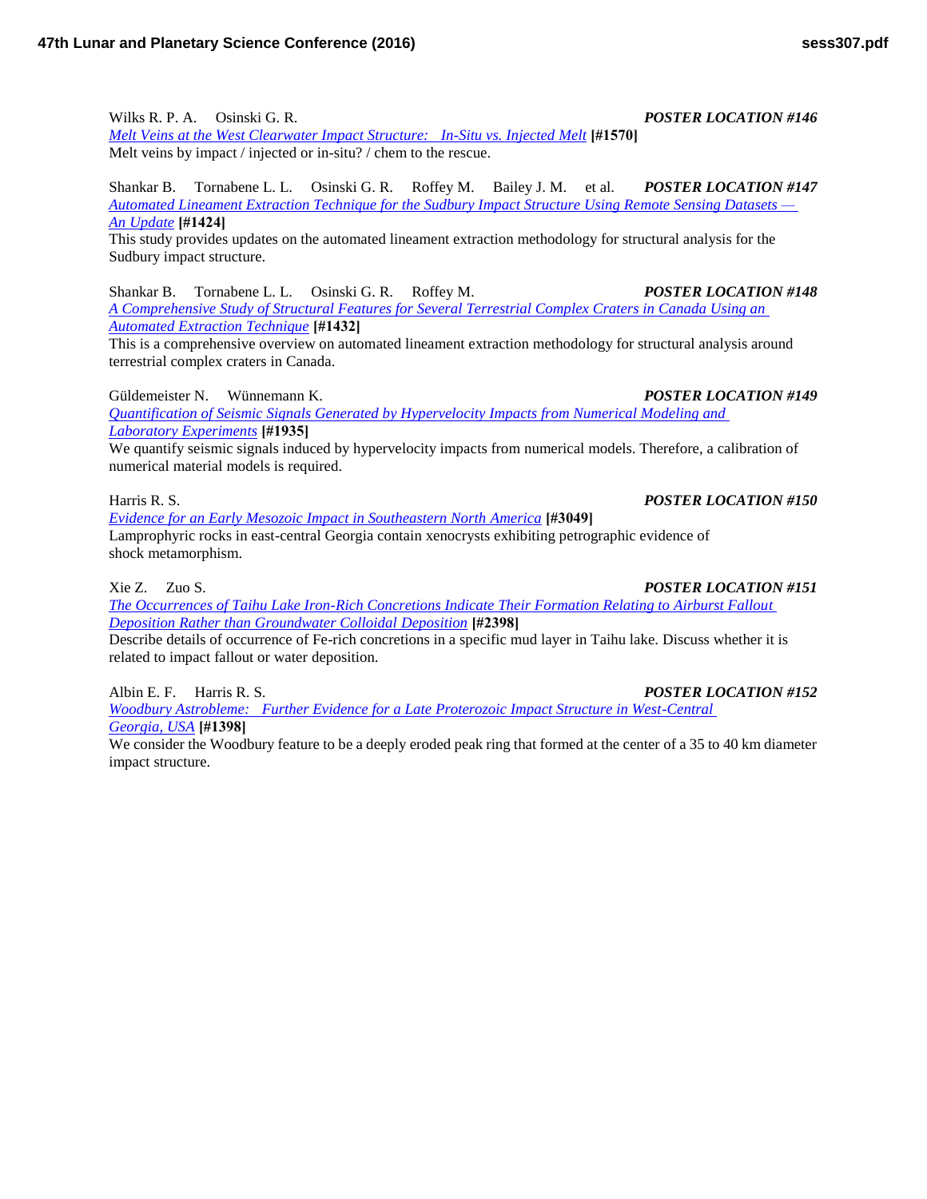Wilks R. P. A.  Osinski G. R.  ***POSTER LOCATION #146***

*Melt Veins at the West Clearwater Impact Structure: In-Situ vs. Injected Melt* **[#1570]**

Melt veins by impact / injected or in-situ? / chem to the rescue.

Shankar B.  Tornabene L. L.  Osinski G. R.  Roffey M.  Bailey J. M.  et al.  ***POSTER LOCATION #147***

*Automated Lineament Extraction Technique for the Sudbury Impact Structure Using Remote Sensing Datasets — An Update* **[#1424]**

This study provides updates on the automated lineament extraction methodology for structural analysis for the Sudbury impact structure.

Shankar B.  Tornabene L. L.  Osinski G. R.  Roffey M.  ***POSTER LOCATION #148***

*A Comprehensive Study of Structural Features for Several Terrestrial Complex Craters in Canada Using an Automated Extraction Technique* **[#1432]**

This is a comprehensive overview on automated lineament extraction methodology for structural analysis around terrestrial complex craters in Canada.

Güldemeister N.  Wünnemann K.  ***POSTER LOCATION #149***

*Quantification of Seismic Signals Generated by Hypervelocity Impacts from Numerical Modeling and Laboratory Experiments* **[#1935]**

We quantify seismic signals induced by hypervelocity impacts from numerical models. Therefore, a calibration of numerical material models is required.

Harris R. S.  ***POSTER LOCATION #150***

*Evidence for an Early Mesozoic Impact in Southeastern North America* **[#3049]**

Lamprophyric rocks in east-central Georgia contain xenocrysts exhibiting petrographic evidence of shock metamorphism.

Xie Z.  Zuo S.  ***POSTER LOCATION #151***

*The Occurrences of Taihu Lake Iron-Rich Concretions Indicate Their Formation Relating to Airburst Fallout Deposition Rather than Groundwater Colloidal Deposition* **[#2398]**

Describe details of occurrence of Fe-rich concretions in a specific mud layer in Taihu lake. Discuss whether it is related to impact fallout or water deposition.

Albin E. F.  Harris R. S.  ***POSTER LOCATION #152***

*Woodbury Astrobleme: Further Evidence for a Late Proterozoic Impact Structure in West-Central Georgia, USA* **[#1398]**

We consider the Woodbury feature to be a deeply eroded peak ring that formed at the center of a 35 to 40 km diameter impact structure.